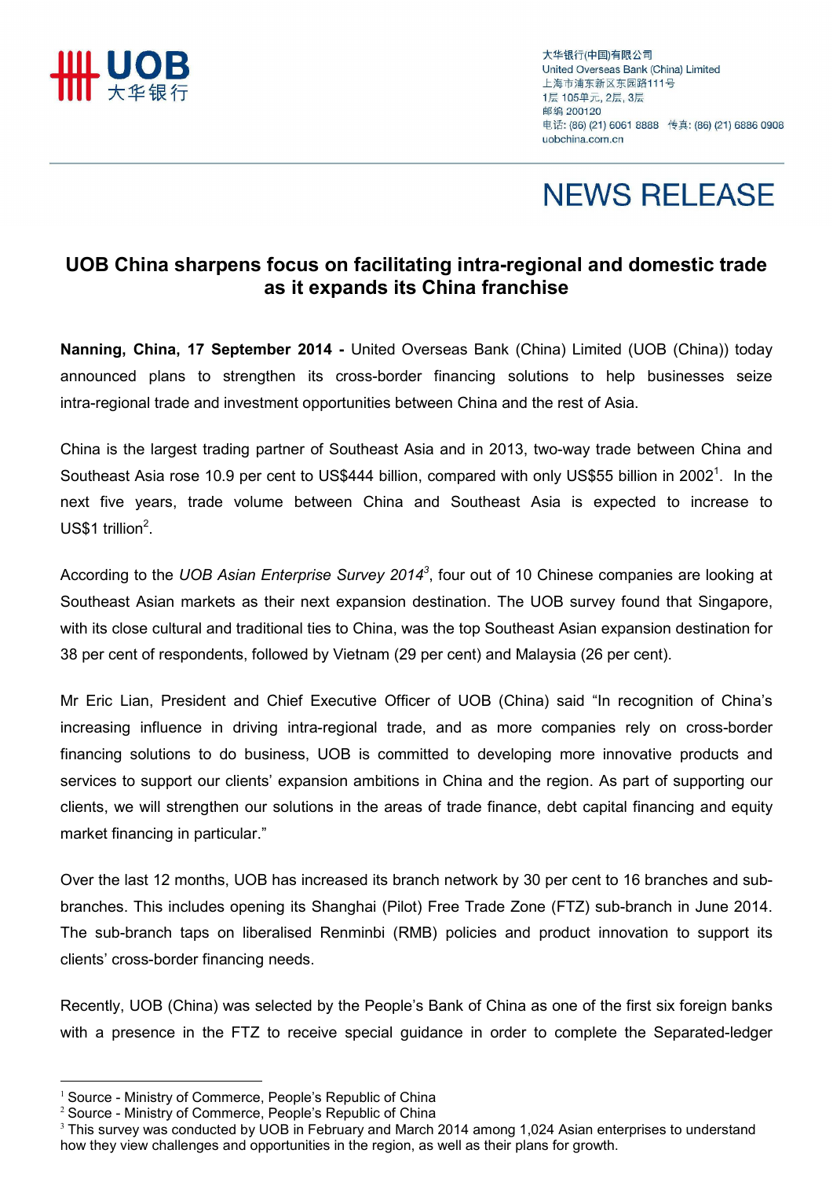大华银行(中国)有限公司
United Overseas Bank (China) Limited
上海市浦东新区东园路111号
1层 105单元, 2层, 3层
邮编 200120
电话: (86) (21) 6061 8888 传真: (86) (21) 6886 0908
uobchina.com.cn

# NEWS RELEASE

## UOB China sharpens focus on facilitating intra-regional and domestic trade as it expands its China franchise

**Nanning, China, 17 September 2014 -** United Overseas Bank (China) Limited (UOB (China)) today announced plans to strengthen its cross-border financing solutions to help businesses seize intra-regional trade and investment opportunities between China and the rest of Asia.

China is the largest trading partner of Southeast Asia and in 2013, two-way trade between China and Southeast Asia rose 10.9 per cent to US$444 billion, compared with only US$55 billion in 2002[1]. In the next five years, trade volume between China and Southeast Asia is expected to increase to US$1 trillion[2].

According to the *UOB Asian Enterprise Survey 2014*[3], four out of 10 Chinese companies are looking at Southeast Asian markets as their next expansion destination. The UOB survey found that Singapore, with its close cultural and traditional ties to China, was the top Southeast Asian expansion destination for 38 per cent of respondents, followed by Vietnam (29 per cent) and Malaysia (26 per cent).

Mr Eric Lian, President and Chief Executive Officer of UOB (China) said "In recognition of China's increasing influence in driving intra-regional trade, and as more companies rely on cross-border financing solutions to do business, UOB is committed to developing more innovative products and services to support our clients' expansion ambitions in China and the region. As part of supporting our clients, we will strengthen our solutions in the areas of trade finance, debt capital financing and equity market financing in particular."

Over the last 12 months, UOB has increased its branch network by 30 per cent to 16 branches and sub-branches. This includes opening its Shanghai (Pilot) Free Trade Zone (FTZ) sub-branch in June 2014. The sub-branch taps on liberalised Renminbi (RMB) policies and product innovation to support its clients' cross-border financing needs.

Recently, UOB (China) was selected by the People's Bank of China as one of the first six foreign banks with a presence in the FTZ to receive special guidance in order to complete the Separated-ledger

---

[1] Source - Ministry of Commerce, People's Republic of China

[2] Source - Ministry of Commerce, People's Republic of China

[3] This survey was conducted by UOB in February and March 2014 among 1,024 Asian enterprises to understand how they view challenges and opportunities in the region, as well as their plans for growth.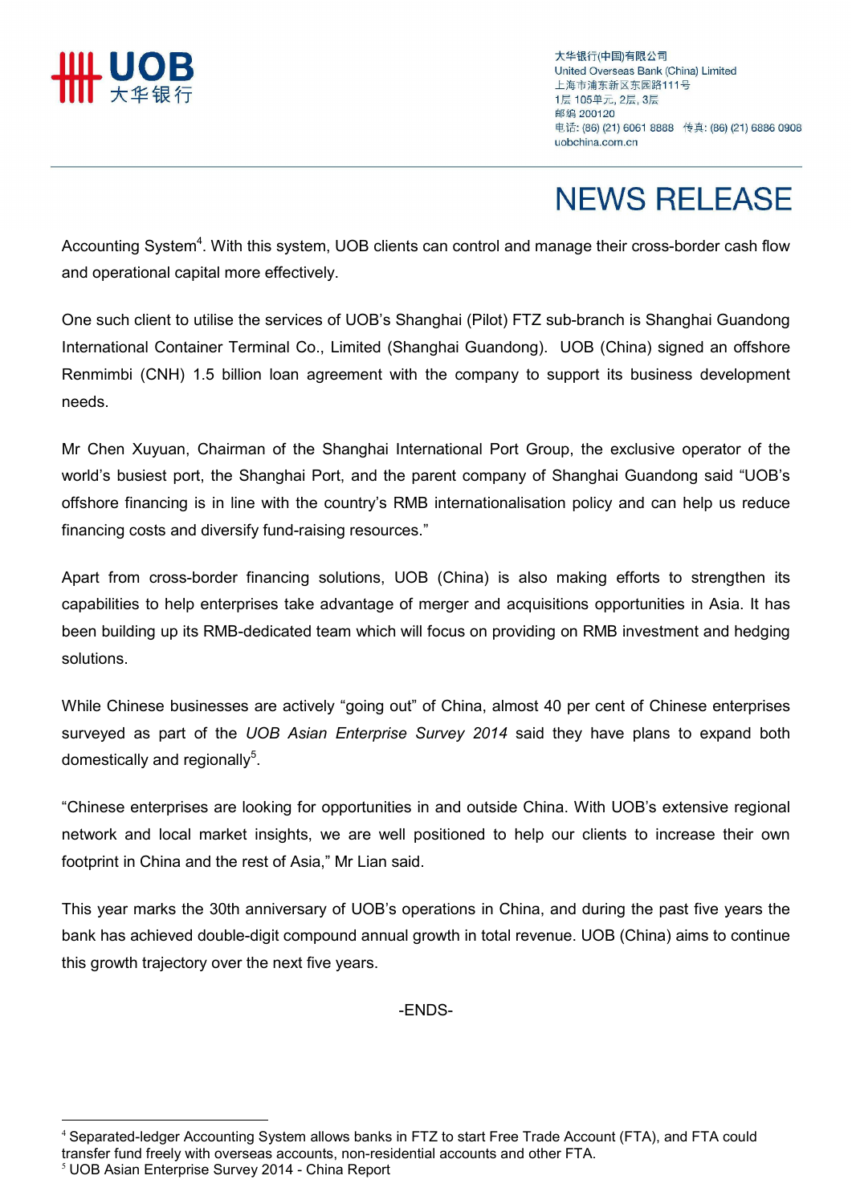Accounting System[4]. With this system, UOB clients can control and manage their cross-border cash flow and operational capital more effectively.

One such client to utilise the services of UOB's Shanghai (Pilot) FTZ sub-branch is Shanghai Guandong International Container Terminal Co., Limited (Shanghai Guandong). UOB (China) signed an offshore Renminbi (CNH) 1.5 billion loan agreement with the company to support its business development needs.

Mr Chen Xuyuan, Chairman of the Shanghai International Port Group, the exclusive operator of the world's busiest port, the Shanghai Port, and the parent company of Shanghai Guandong said "UOB's offshore financing is in line with the country's RMB internationalisation policy and can help us reduce financing costs and diversify fund-raising resources."

Apart from cross-border financing solutions, UOB (China) is also making efforts to strengthen its capabilities to help enterprises take advantage of merger and acquisitions opportunities in Asia. It has been building up its RMB-dedicated team which will focus on providing on RMB investment and hedging solutions.

While Chinese businesses are actively "going out" of China, almost 40 per cent of Chinese enterprises surveyed as part of the *UOB Asian Enterprise Survey 2014* said they have plans to expand both domestically and regionally[5].

"Chinese enterprises are looking for opportunities in and outside China. With UOB's extensive regional network and local market insights, we are well positioned to help our clients to increase their own footprint in China and the rest of Asia," Mr Lian said.

This year marks the 30th anniversary of UOB's operations in China, and during the past five years the bank has achieved double-digit compound annual growth in total revenue. UOB (China) aims to continue this growth trajectory over the next five years.

-ENDS-

---

[4] Separated-ledger Accounting System allows banks in FTZ to start Free Trade Account (FTA), and FTA could transfer fund freely with overseas accounts, non-residential accounts and other FTA.

[5] UOB Asian Enterprise Survey 2014 - China Report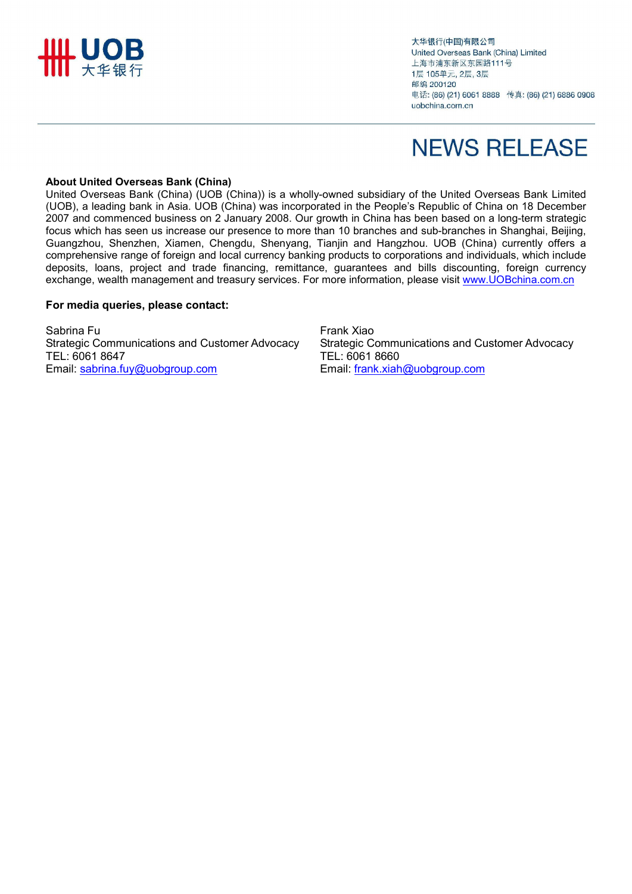# NEWS RELEASE

**About United Overseas Bank (China)**

United Overseas Bank (China) (UOB (China)) is a wholly-owned subsidiary of the United Overseas Bank Limited (UOB), a leading bank in Asia. UOB (China) was incorporated in the People's Republic of China on 18 December 2007 and commenced business on 2 January 2008. Our growth in China has been based on a long-term strategic focus which has seen us increase our presence to more than 10 branches and sub-branches in Shanghai, Beijing, Guangzhou, Shenzhen, Xiamen, Chengdu, Shenyang, Tianjin and Hangzhou. UOB (China) currently offers a comprehensive range of foreign and local currency banking products to corporations and individuals, which include deposits, loans, project and trade financing, remittance, guarantees and bills discounting, foreign currency exchange, wealth management and treasury services. For more information, please visit www.UOBchina.com.cn

**For media queries, please contact:**

Sabrina Fu
Strategic Communications and Customer Advocacy
TEL: 6061 8647
Email: sabrina.fuy@uobgroup.com

Frank Xiao
Strategic Communications and Customer Advocacy
TEL: 6061 8660
Email: frank.xiah@uobgroup.com